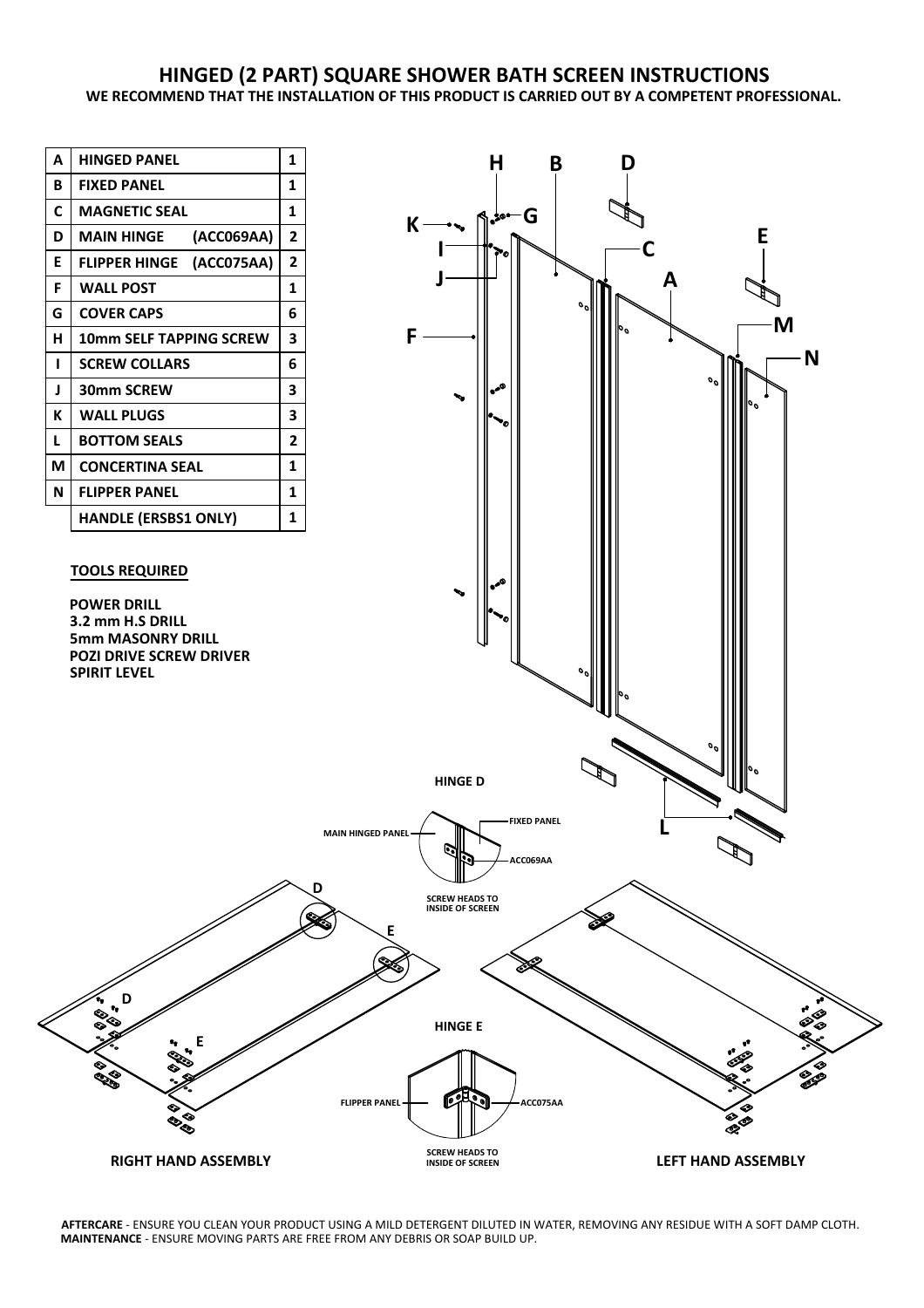# HINGED (2 PART) SQUARE SHOWER BATH SCREEN INSTRUCTIONS

**WE RECOMMEND THAT THE INSTALLATION OF THIS PRODUCT IS CARRIED OUT BY A COMPETENT PROFESSIONAL.**

| | | |
|---|---|---|
| A | HINGED PANEL | 1 |
| B | FIXED PANEL | 1 |
| C | MAGNETIC SEAL | 1 |
| D | MAIN HINGE (ACC069AA) | 2 |
| E | FLIPPER HINGE (ACC075AA) | 2 |
| F | WALL POST | 1 |
| G | COVER CAPS | 6 |
| H | 10mm SELF TAPPING SCREW | 3 |
| I | SCREW COLLARS | 6 |
| J | 30mm SCREW | 3 |
| K | WALL PLUGS | 3 |
| L | BOTTOM SEALS | 2 |
| M | CONCERTINA SEAL | 1 |
| N | FLIPPER PANEL | 1 |
| | HANDLE (ERSBS1 ONLY) | 1 |

**TOOLS REQUIRED**

**POWER DRILL**
**3.2 mm H.S DRILL**
**5mm MASONRY DRILL**
**POZI DRIVE SCREW DRIVER**
**SPIRIT LEVEL**

**HINGE D**

MAIN HINGED PANEL — FIXED PANEL — ACC069AA

SCREW HEADS TO INSIDE OF SCREEN

**HINGE E**

FLIPPER PANEL — ACC075AA

SCREW HEADS TO INSIDE OF SCREEN

**RIGHT HAND ASSEMBLY**

**LEFT HAND ASSEMBLY**

**AFTERCARE** - ENSURE YOU CLEAN YOUR PRODUCT USING A MILD DETERGENT DILUTED IN WATER, REMOVING ANY RESIDUE WITH A SOFT DAMP CLOTH.
**MAINTENANCE** - ENSURE MOVING PARTS ARE FREE FROM ANY DEBRIS OR SOAP BUILD UP.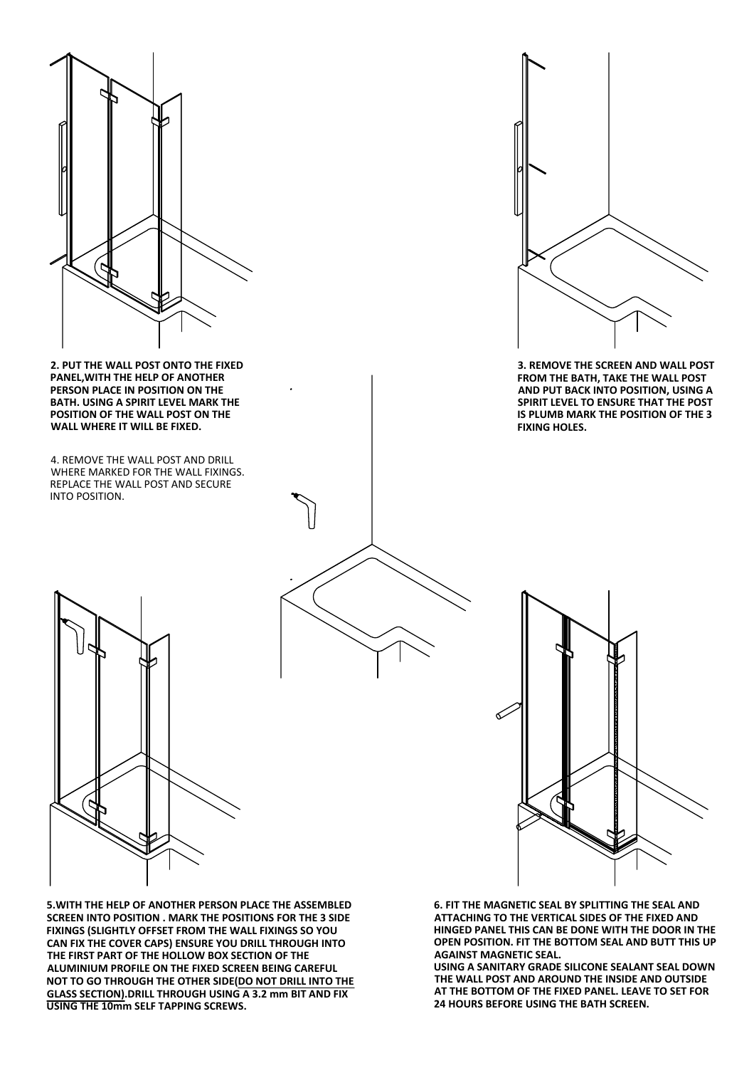**2. PUT THE WALL POST ONTO THE FIXED PANEL,WITH THE HELP OF ANOTHER PERSON PLACE IN POSITION ON THE BATH. USING A SPIRIT LEVEL MARK THE POSITION OF THE WALL POST ON THE WALL WHERE IT WILL BE FIXED.**

**3. REMOVE THE SCREEN AND WALL POST FROM THE BATH, TAKE THE WALL POST AND PUT BACK INTO POSITION, USING A SPIRIT LEVEL TO ENSURE THAT THE POST IS PLUMB MARK THE POSITION OF THE 3 FIXING HOLES.**

4. REMOVE THE WALL POST AND DRILL WHERE MARKED FOR THE WALL FIXINGS. REPLACE THE WALL POST AND SECURE INTO POSITION.

**5.WITH THE HELP OF ANOTHER PERSON PLACE THE ASSEMBLED SCREEN INTO POSITION . MARK THE POSITIONS FOR THE 3 SIDE FIXINGS (SLIGHTLY OFFSET FROM THE WALL FIXINGS SO YOU CAN FIX THE COVER CAPS) ENSURE YOU DRILL THROUGH INTO THE FIRST PART OF THE HOLLOW BOX SECTION OF THE ALUMINIUM PROFILE ON THE FIXED SCREEN BEING CAREFUL NOT TO GO THROUGH THE OTHER SIDE(<u>DO NOT DRILL INTO THE GLASS SECTION</u>).<u>DRILL THROUGH USING A 3.2 mm BIT AND FIX USING THE 10mm SELF TAPPING SCREWS.</u>**

**6. FIT THE MAGNETIC SEAL BY SPLITTING THE SEAL AND ATTACHING TO THE VERTICAL SIDES OF THE FIXED AND HINGED PANEL THIS CAN BE DONE WITH THE DOOR IN THE OPEN POSITION. FIT THE BOTTOM SEAL AND BUTT THIS UP AGAINST MAGNETIC SEAL.**

**USING A SANITARY GRADE SILICONE SEALANT SEAL DOWN THE WALL POST AND AROUND THE INSIDE AND OUTSIDE AT THE BOTTOM OF THE FIXED PANEL. LEAVE TO SET FOR 24 HOURS BEFORE USING THE BATH SCREEN.**